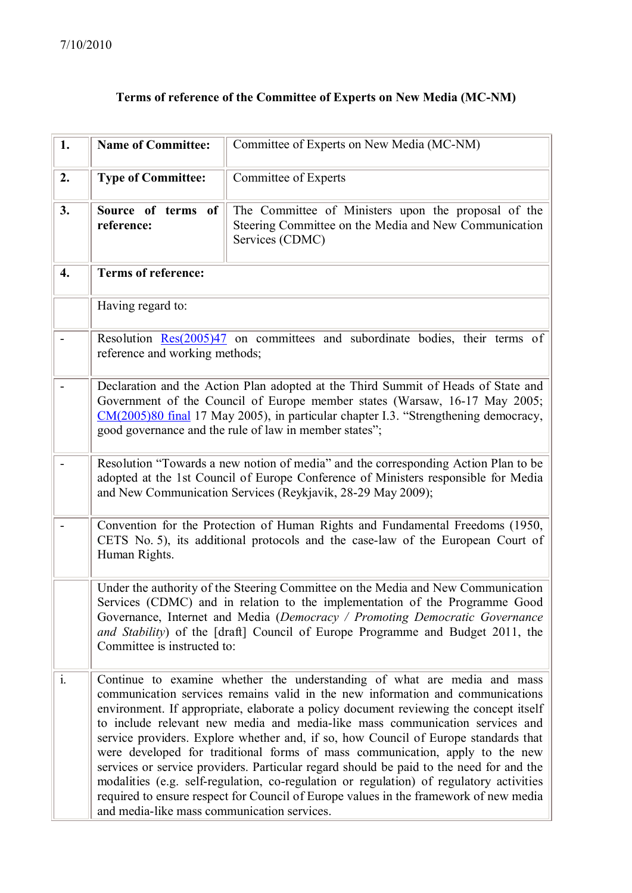7/10/2010

# Terms of reference of the Committee of Experts on New Media (MC-NM)

| | | |
|---|---|---|
| **1.** | **Name of Committee:** | Committee of Experts on New Media (MC-NM) |
| **2.** | **Type of Committee:** | Committee of Experts |
| **3.** | **Source of terms of reference:** | The Committee of Ministers upon the proposal of the Steering Committee on the Media and New Communication Services (CDMC) |
| **4.** | **Terms of reference:** | |
| | Having regard to: | |
| - | Resolution Res(2005)47 on committees and subordinate bodies, their terms of reference and working methods; | |
| - | Declaration and the Action Plan adopted at the Third Summit of Heads of State and Government of the Council of Europe member states (Warsaw, 16-17 May 2005; CM(2005)80 final 17 May 2005), in particular chapter I.3. "Strengthening democracy, good governance and the rule of law in member states"; | |
| - | Resolution "Towards a new notion of media" and the corresponding Action Plan to be adopted at the 1st Council of Europe Conference of Ministers responsible for Media and New Communication Services (Reykjavik, 28-29 May 2009); | |
| - | Convention for the Protection of Human Rights and Fundamental Freedoms (1950, CETS No. 5), its additional protocols and the case-law of the European Court of Human Rights. | |
| | Under the authority of the Steering Committee on the Media and New Communication Services (CDMC) and in relation to the implementation of the Programme Good Governance, Internet and Media (*Democracy / Promoting Democratic Governance and Stability*) of the [draft] Council of Europe Programme and Budget 2011, the Committee is instructed to: | |
| i. | Continue to examine whether the understanding of what are media and mass communication services remains valid in the new information and communications environment. If appropriate, elaborate a policy document reviewing the concept itself to include relevant new media and media-like mass communication services and service providers. Explore whether and, if so, how Council of Europe standards that were developed for traditional forms of mass communication, apply to the new services or service providers. Particular regard should be paid to the need for and the modalities (e.g. self-regulation, co-regulation or regulation) of regulatory activities required to ensure respect for Council of Europe values in the framework of new media and media-like mass communication services. | |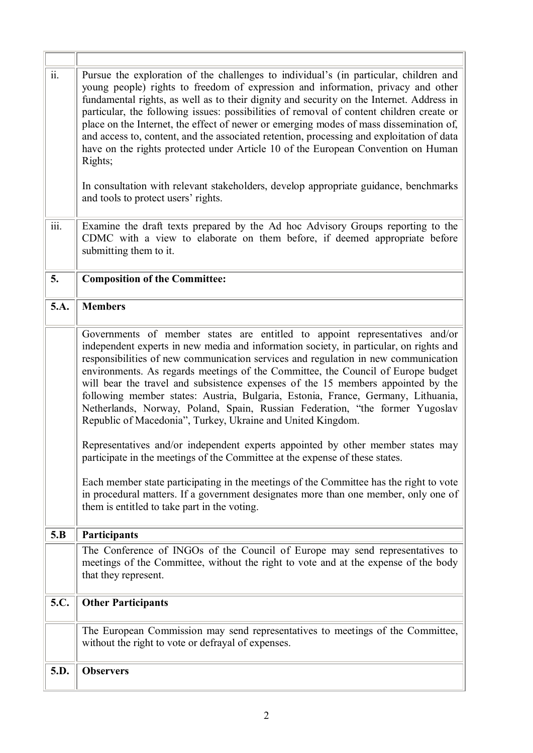| | |
|---|---|
| ii. | Pursue the exploration of the challenges to individual's (in particular, children and young people) rights to freedom of expression and information, privacy and other fundamental rights, as well as to their dignity and security on the Internet. Address in particular, the following issues: possibilities of removal of content children create or place on the Internet, the effect of newer or emerging modes of mass dissemination of, and access to, content, and the associated retention, processing and exploitation of data have on the rights protected under Article 10 of the European Convention on Human Rights;<br><br>In consultation with relevant stakeholders, develop appropriate guidance, benchmarks and tools to protect users' rights. |
| iii. | Examine the draft texts prepared by the Ad hoc Advisory Groups reporting to the CDMC with a view to elaborate on them before, if deemed appropriate before submitting them to it. |
| **5.** | **Composition of the Committee:** |
| **5.A.** | **Members** |
| | Governments of member states are entitled to appoint representatives and/or independent experts in new media and information society, in particular, on rights and responsibilities of new communication services and regulation in new communication environments. As regards meetings of the Committee, the Council of Europe budget will bear the travel and subsistence expenses of the 15 members appointed by the following member states: Austria, Bulgaria, Estonia, France, Germany, Lithuania, Netherlands, Norway, Poland, Spain, Russian Federation, "the former Yugoslav Republic of Macedonia", Turkey, Ukraine and United Kingdom.<br><br>Representatives and/or independent experts appointed by other member states may participate in the meetings of the Committee at the expense of these states.<br><br>Each member state participating in the meetings of the Committee has the right to vote in procedural matters. If a government designates more than one member, only one of them is entitled to take part in the voting. |
| **5.B** | **Participants** |
| | The Conference of INGOs of the Council of Europe may send representatives to meetings of the Committee, without the right to vote and at the expense of the body that they represent. |
| **5.C.** | **Other Participants** |
| | The European Commission may send representatives to meetings of the Committee, without the right to vote or defrayal of expenses. |
| **5.D.** | **Observers** |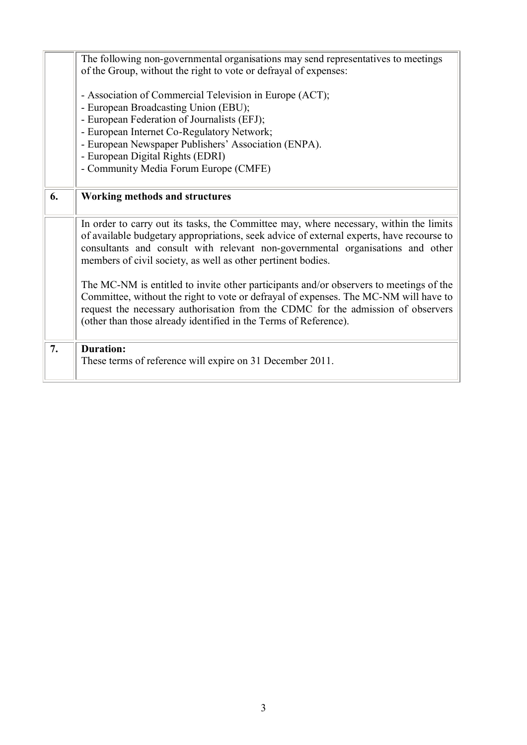| | |
|---|---|
| | The following non-governmental organisations may send representatives to meetings of the Group, without the right to vote or defrayal of expenses:<br><br>- Association of Commercial Television in Europe (ACT);<br>- European Broadcasting Union (EBU);<br>- European Federation of Journalists (EFJ);<br>- European Internet Co-Regulatory Network;<br>- European Newspaper Publishers' Association (ENPA).<br>- European Digital Rights (EDRI)<br>- Community Media Forum Europe (CMFE) |
| **6.** | **Working methods and structures** |
| | In order to carry out its tasks, the Committee may, where necessary, within the limits of available budgetary appropriations, seek advice of external experts, have recourse to consultants and consult with relevant non-governmental organisations and other members of civil society, as well as other pertinent bodies.<br><br>The MC-NM is entitled to invite other participants and/or observers to meetings of the Committee, without the right to vote or defrayal of expenses. The MC-NM will have to request the necessary authorisation from the CDMC for the admission of observers (other than those already identified in the Terms of Reference). |
| **7.** | **Duration:**<br>These terms of reference will expire on 31 December 2011. |